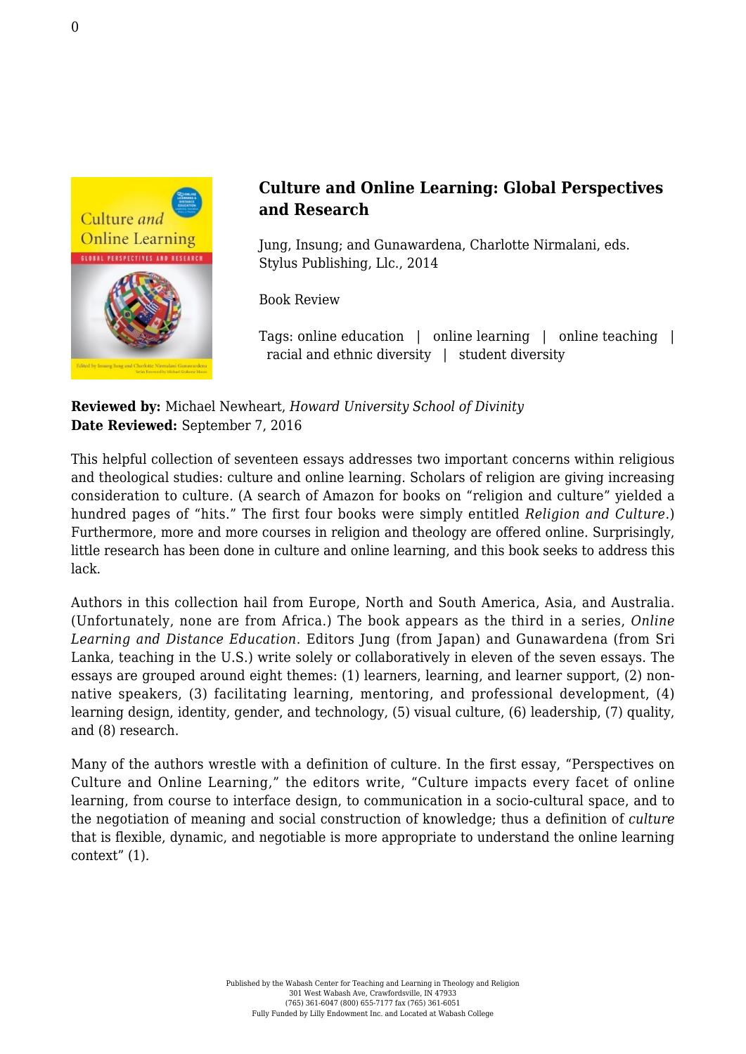# Culture and Online Learning: Global Perspectives and Research

Jung, Insung; and Gunawardena, Charlotte Nirmalani, eds.
Stylus Publishing, Llc., 2014

Book Review

Tags: online education | online learning | online teaching | racial and ethnic diversity | student diversity

**Reviewed by:** Michael Newheart, *Howard University School of Divinity*
**Date Reviewed:** September 7, 2016

This helpful collection of seventeen essays addresses two important concerns within religious and theological studies: culture and online learning. Scholars of religion are giving increasing consideration to culture. (A search of Amazon for books on "religion and culture" yielded a hundred pages of "hits." The first four books were simply entitled *Religion and Culture*.) Furthermore, more and more courses in religion and theology are offered online. Surprisingly, little research has been done in culture and online learning, and this book seeks to address this lack.

Authors in this collection hail from Europe, North and South America, Asia, and Australia. (Unfortunately, none are from Africa.) The book appears as the third in a series, *Online Learning and Distance Education*. Editors Jung (from Japan) and Gunawardena (from Sri Lanka, teaching in the U.S.) write solely or collaboratively in eleven of the seven essays. The essays are grouped around eight themes: (1) learners, learning, and learner support, (2) non-native speakers, (3) facilitating learning, mentoring, and professional development, (4) learning design, identity, gender, and technology, (5) visual culture, (6) leadership, (7) quality, and (8) research.

Many of the authors wrestle with a definition of culture. In the first essay, "Perspectives on Culture and Online Learning," the editors write, "Culture impacts every facet of online learning, from course to interface design, to communication in a socio-cultural space, and to the negotiation of meaning and social construction of knowledge; thus a definition of *culture* that is flexible, dynamic, and negotiable is more appropriate to understand the online learning context" (1).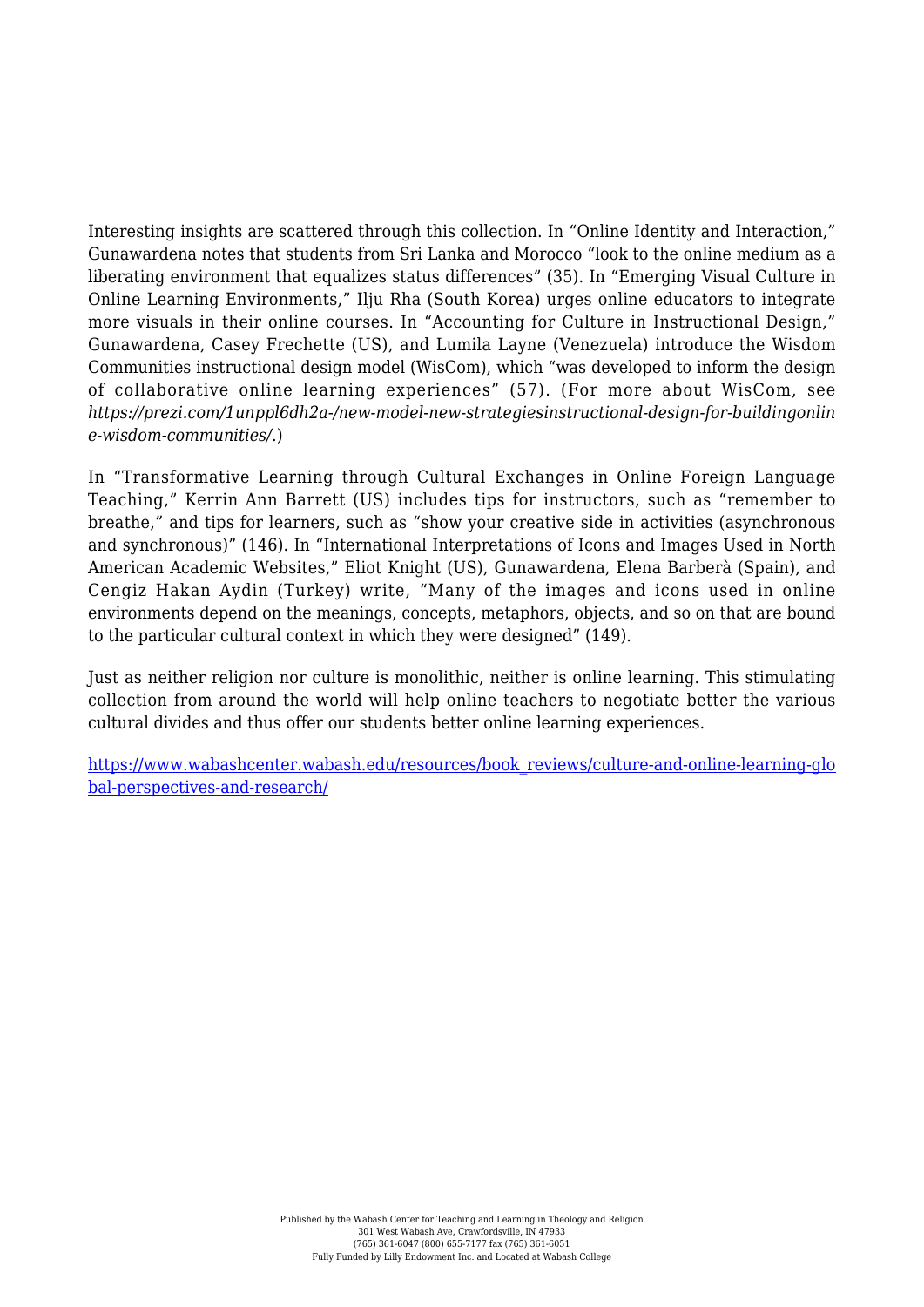Interesting insights are scattered through this collection. In "Online Identity and Interaction," Gunawardena notes that students from Sri Lanka and Morocco "look to the online medium as a liberating environment that equalizes status differences" (35). In "Emerging Visual Culture in Online Learning Environments," Ilju Rha (South Korea) urges online educators to integrate more visuals in their online courses. In "Accounting for Culture in Instructional Design," Gunawardena, Casey Frechette (US), and Lumila Layne (Venezuela) introduce the Wisdom Communities instructional design model (WisCom), which "was developed to inform the design of collaborative online learning experiences" (57). (For more about WisCom, see *https://prezi.com/1unppl6dh2a-/new-model-new-strategiesinstructional-design-for-buildingonline-wisdom-communities/*.)

In "Transformative Learning through Cultural Exchanges in Online Foreign Language Teaching," Kerrin Ann Barrett (US) includes tips for instructors, such as "remember to breathe," and tips for learners, such as "show your creative side in activities (asynchronous and synchronous)" (146). In "International Interpretations of Icons and Images Used in North American Academic Websites," Eliot Knight (US), Gunawardena, Elena Barberà (Spain), and Cengiz Hakan Aydin (Turkey) write, "Many of the images and icons used in online environments depend on the meanings, concepts, metaphors, objects, and so on that are bound to the particular cultural context in which they were designed" (149).

Just as neither religion nor culture is monolithic, neither is online learning. This stimulating collection from around the world will help online teachers to negotiate better the various cultural divides and thus offer our students better online learning experiences.

https://www.wabashcenter.wabash.edu/resources/book_reviews/culture-and-online-learning-global-perspectives-and-research/

Published by the Wabash Center for Teaching and Learning in Theology and Religion
301 West Wabash Ave, Crawfordsville, IN 47933
(765) 361-6047 (800) 655-7177 fax (765) 361-6051
Fully Funded by Lilly Endowment Inc. and Located at Wabash College